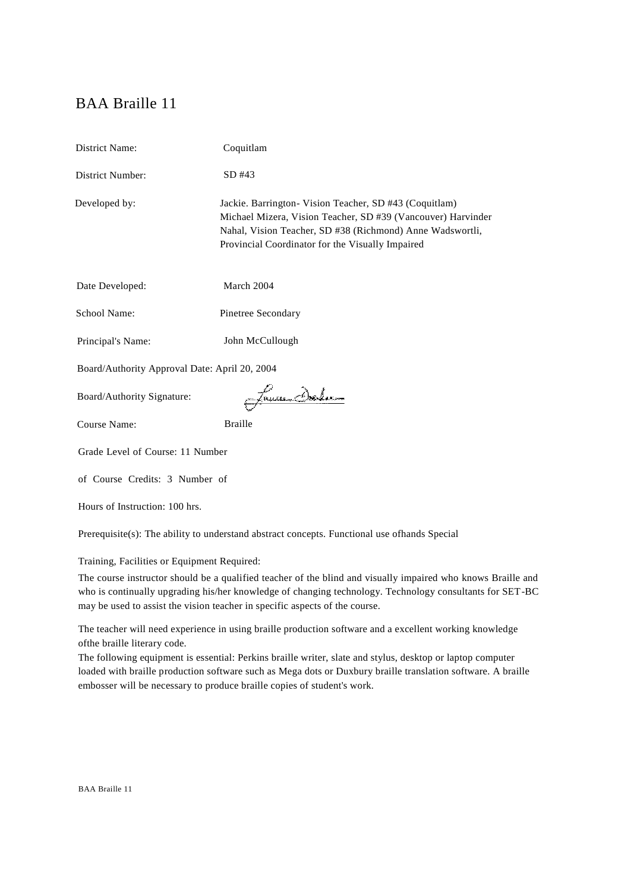# BAA Braille 11

District Name: Coquitlam

District Number: SD #43

Developed by: Jackie. Barrington- Vision Teacher, SD #43 (Coquitlam) Michael Mizera, Vision Teacher, SD #39 (Vancouver) Harvinder Nahal, Vision Teacher, SD #38 (Richmond) Anne Wadswortli, Provincial Coordinator for the Visually Impaired

Date Developed: March 2004

School Name: Pinetree Secondary

Principal's Name: John McCullough

Board/Authority Approval Date: April 20, 2004

Board/Authority Signature:

Course Name: Braille

Grade Level of Course: 11 Number

of Course Credits: 3 Number of

Hours of Instruction: 100 hrs.

Prerequisite(s): The ability to understand abstract concepts. Functional use ofhands Special

Training, Facilities or Equipment Required:

The course instructor should be a qualified teacher of the blind and visually impaired who knows Braille and who is continually upgrading his/her knowledge of changing technology. Technology consultants for SET-BC may be used to assist the vision teacher in specific aspects of the course.

The teacher will need experience in using braille production software and a excellent working knowledge ofthe braille literary code.

The following equipment is essential: Perkins braille writer, slate and stylus, desktop or laptop computer loaded with braille production software such as Mega dots or Duxbury braille translation software. A braille embosser will be necessary to produce braille copies of student's work.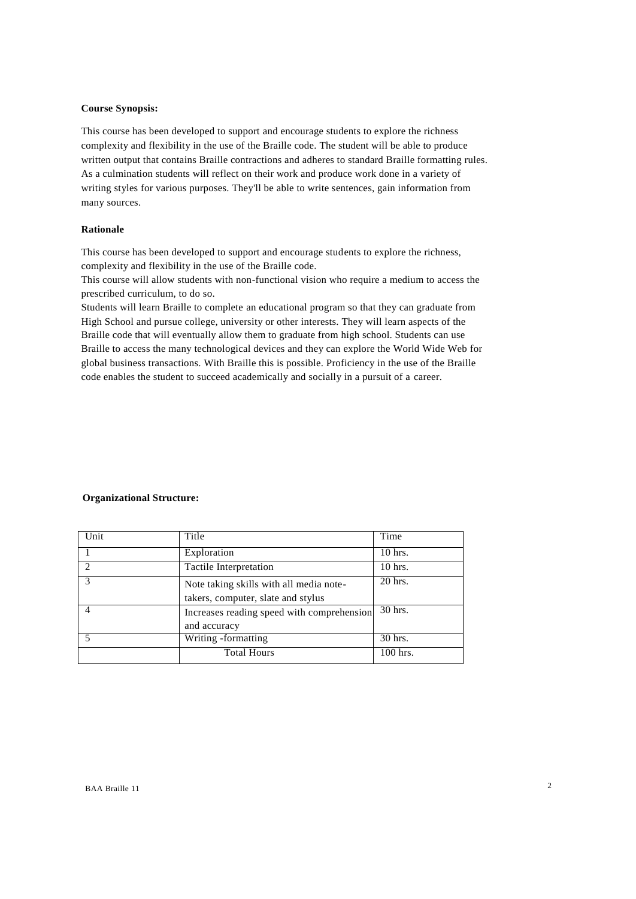**Course Synopsis:**

This course has been developed to support and encourage students to explore the richness complexity and flexibility in the use of the Braille code. The student will be able to produce written output that contains Braille contractions and adheres to standard Braille formatting rules. As a culmination students will reflect on their work and produce work done in a variety of writing styles for various purposes. They'll be able to write sentences, gain information from many sources.

**Rationale**

This course has been developed to support and encourage students to explore the richness, complexity and flexibility in the use of the Braille code.
This course will allow students with non-functional vision who require a medium to access the prescribed curriculum, to do so.
Students will learn Braille to complete an educational program so that they can graduate from High School and pursue college, university or other interests. They will learn aspects of the Braille code that will eventually allow them to graduate from high school. Students can use Braille to access the many technological devices and they can explore the World Wide Web for global business transactions. With Braille this is possible. Proficiency in the use of the Braille code enables the student to succeed academically and socially in a pursuit of a career.

**Organizational Structure:**

| Unit | Title | Time |
|---|---|---|
| 1 | Exploration | 10 hrs. |
| 2 | Tactile Interpretation | 10 hrs. |
| 3 | Note taking skills with all media note-takers, computer, slate and stylus | 20 hrs. |
| 4 | Increases reading speed with comprehension and accuracy | 30 hrs. |
| 5 | Writing -formatting | 30 hrs. |
| | Total Hours | 100 hrs. |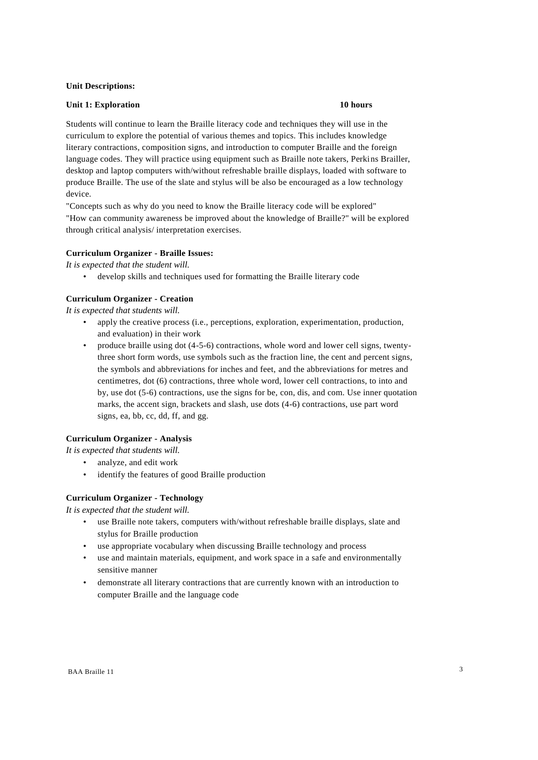**Unit Descriptions:**

**Unit 1: Exploration** **10 hours**

Students will continue to learn the Braille literacy code and techniques they will use in the curriculum to explore the potential of various themes and topics. This includes knowledge literary contractions, composition signs, and introduction to computer Braille and the foreign language codes. They will practice using equipment such as Braille note takers, Perkins Brailler, desktop and laptop computers with/without refreshable braille displays, loaded with software to produce Braille. The use of the slate and stylus will be also be encouraged as a low technology device.

"Concepts such as why do you need to know the Braille literacy code will be explored" "How can community awareness be improved about the knowledge of Braille?" will be explored through critical analysis/ interpretation exercises.

**Curriculum Organizer - Braille Issues:**

*It is expected that the student will.*

- develop skills and techniques used for formatting the Braille literary code

**Curriculum Organizer - Creation**

*It is expected that students will.*

- apply the creative process (i.e., perceptions, exploration, experimentation, production, and evaluation) in their work
- produce braille using dot (4-5-6) contractions, whole word and lower cell signs, twenty-three short form words, use symbols such as the fraction line, the cent and percent signs, the symbols and abbreviations for inches and feet, and the abbreviations for metres and centimetres, dot (6) contractions, three whole word, lower cell contractions, to into and by, use dot (5-6) contractions, use the signs for be, con, dis, and com. Use inner quotation marks, the accent sign, brackets and slash, use dots (4-6) contractions, use part word signs, ea, bb, cc, dd, ff, and gg.

**Curriculum Organizer - Analysis**

*It is expected that students will.*

- analyze, and edit work
- identify the features of good Braille production

**Curriculum Organizer - Technology**

*It is expected that the student will.*

- use Braille note takers, computers with/without refreshable braille displays, slate and stylus for Braille production
- use appropriate vocabulary when discussing Braille technology and process
- use and maintain materials, equipment, and work space in a safe and environmentally sensitive manner
- demonstrate all literary contractions that are currently known with an introduction to computer Braille and the language code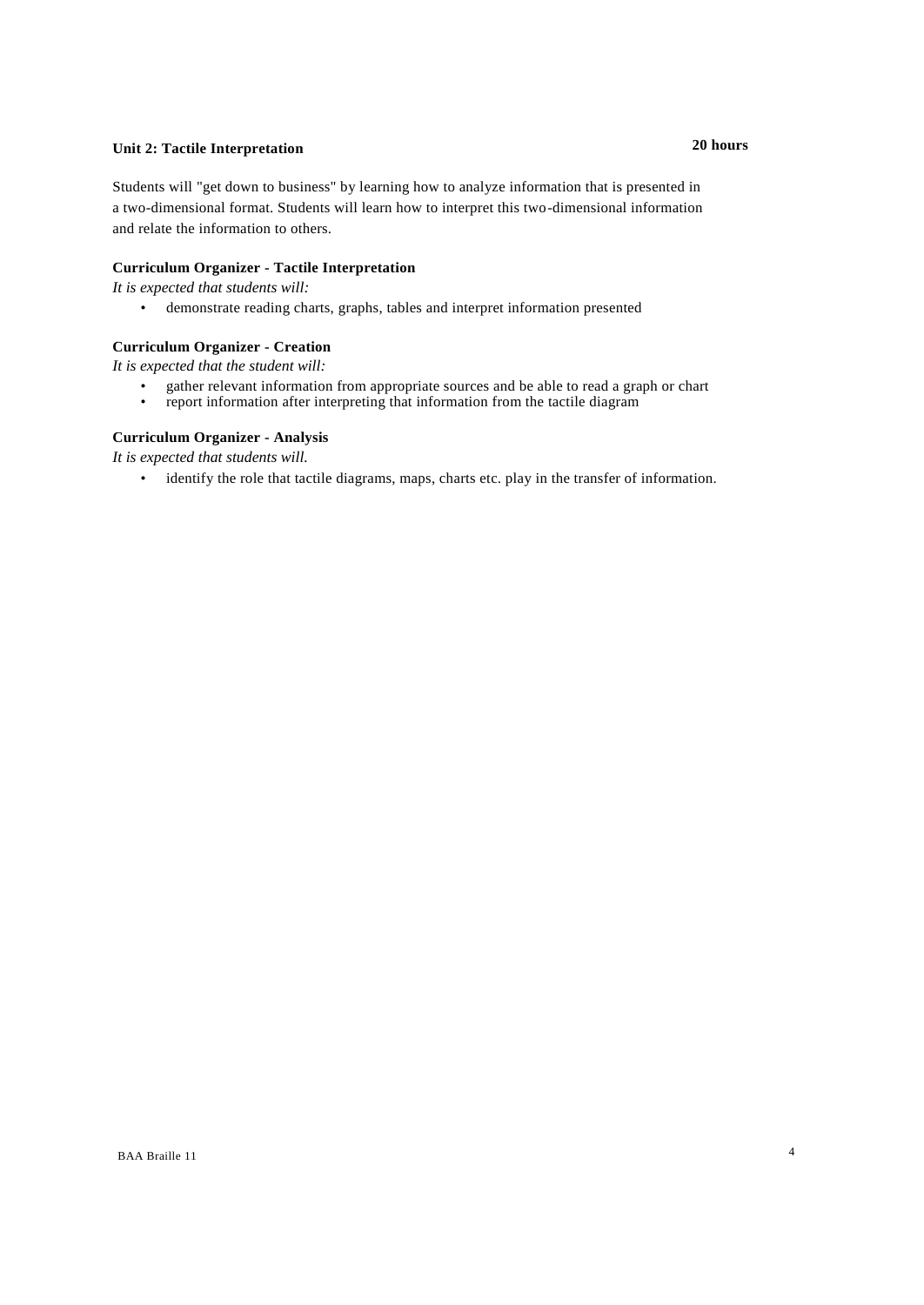## Unit 2: Tactile Interpretation **20 hours**

Students will "get down to business" by learning how to analyze information that is presented in a two-dimensional format. Students will learn how to interpret this two-dimensional information and relate the information to others.

### Curriculum Organizer - Tactile Interpretation

*It is expected that students will:*

- demonstrate reading charts, graphs, tables and interpret information presented

### Curriculum Organizer - Creation

*It is expected that the student will:*

- gather relevant information from appropriate sources and be able to read a graph or chart
- report information after interpreting that information from the tactile diagram

### Curriculum Organizer - Analysis

*It is expected that students will.*

- identify the role that tactile diagrams, maps, charts etc. play in the transfer of information.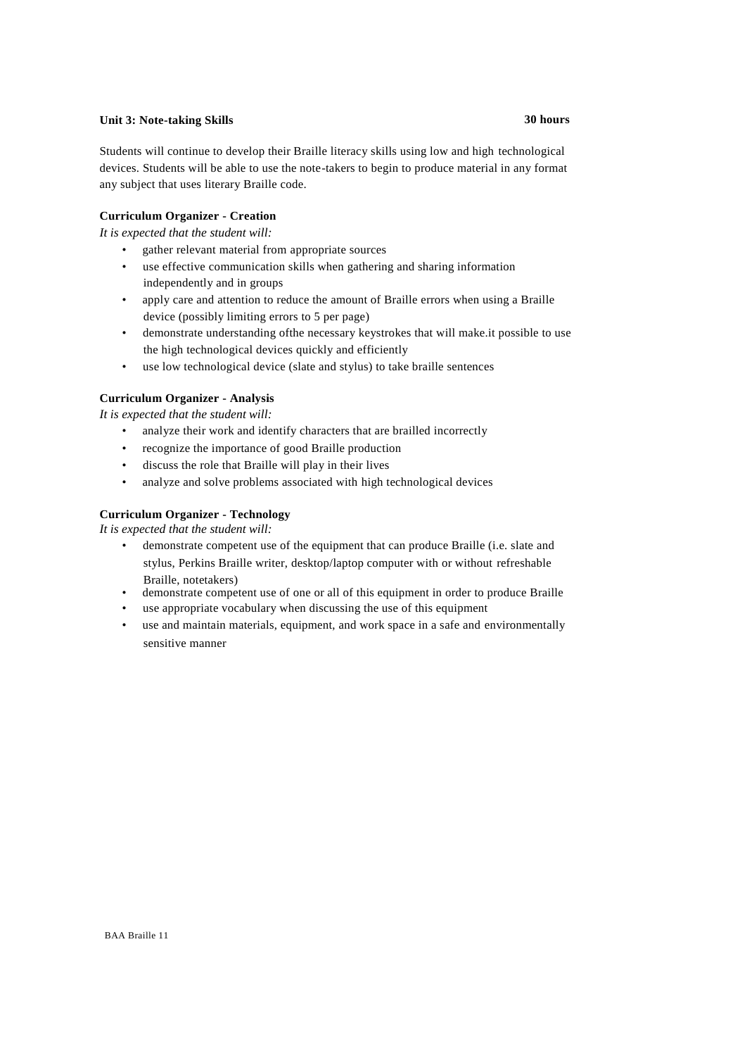**Unit 3: Note-taking Skills** **30 hours**

Students will continue to develop their Braille literacy skills using low and high technological devices. Students will be able to use the note-takers to begin to produce material in any format any subject that uses literary Braille code.

**Curriculum Organizer - Creation**

*It is expected that the student will:*

- gather relevant material from appropriate sources
- use effective communication skills when gathering and sharing information independently and in groups
- apply care and attention to reduce the amount of Braille errors when using a Braille device (possibly limiting errors to 5 per page)
- demonstrate understanding ofthe necessary keystrokes that will make.it possible to use the high technological devices quickly and efficiently
- use low technological device (slate and stylus) to take braille sentences

**Curriculum Organizer - Analysis**

*It is expected that the student will:*

- analyze their work and identify characters that are brailled incorrectly
- recognize the importance of good Braille production
- discuss the role that Braille will play in their lives
- analyze and solve problems associated with high technological devices

**Curriculum Organizer - Technology**

*It is expected that the student will:*

- demonstrate competent use of the equipment that can produce Braille (i.e. slate and stylus, Perkins Braille writer, desktop/laptop computer with or without refreshable Braille, notetakers)
- demonstrate competent use of one or all of this equipment in order to produce Braille
- use appropriate vocabulary when discussing the use of this equipment
- use and maintain materials, equipment, and work space in a safe and environmentally sensitive manner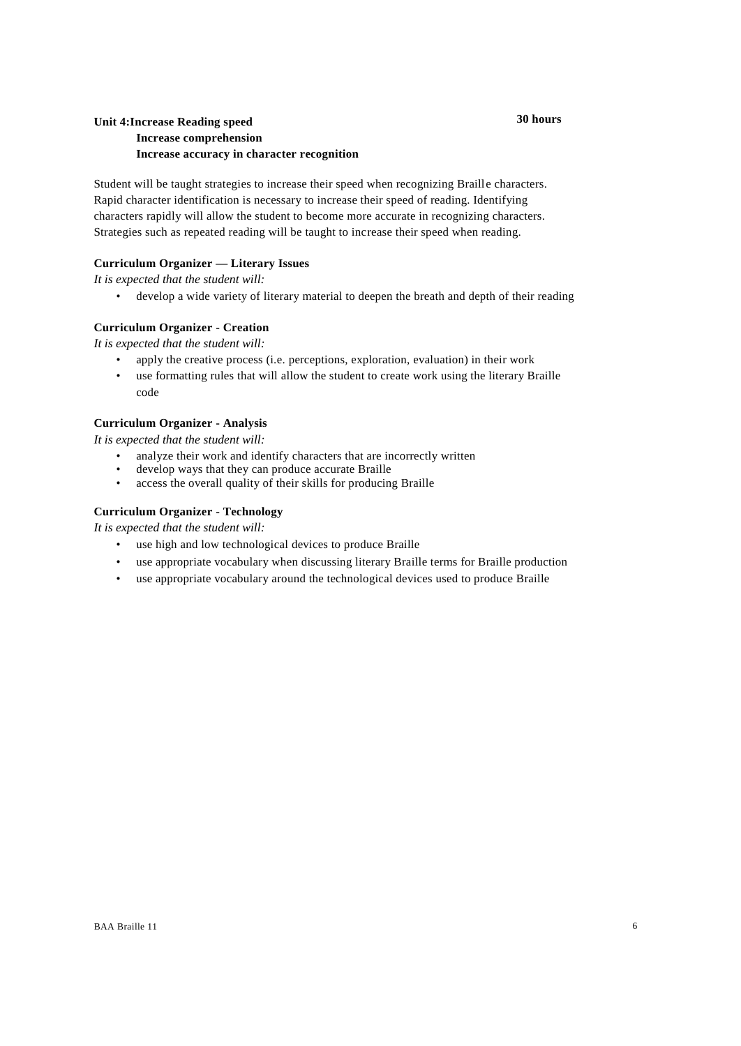**Unit 4:Increase Reading speed** **30 hours**
**Increase comprehension**
**Increase accuracy in character recognition**

Student will be taught strategies to increase their speed when recognizing Braille characters. Rapid character identification is necessary to increase their speed of reading. Identifying characters rapidly will allow the student to become more accurate in recognizing characters. Strategies such as repeated reading will be taught to increase their speed when reading.

**Curriculum Organizer — Literary Issues**

*It is expected that the student will:*

- develop a wide variety of literary material to deepen the breath and depth of their reading

**Curriculum Organizer - Creation**

*It is expected that the student will:*

- apply the creative process (i.e. perceptions, exploration, evaluation) in their work
- use formatting rules that will allow the student to create work using the literary Braille code

**Curriculum Organizer - Analysis**

*It is expected that the student will:*

- analyze their work and identify characters that are incorrectly written
- develop ways that they can produce accurate Braille
- access the overall quality of their skills for producing Braille

**Curriculum Organizer - Technology**

*It is expected that the student will:*

- use high and low technological devices to produce Braille
- use appropriate vocabulary when discussing literary Braille terms for Braille production
- use appropriate vocabulary around the technological devices used to produce Braille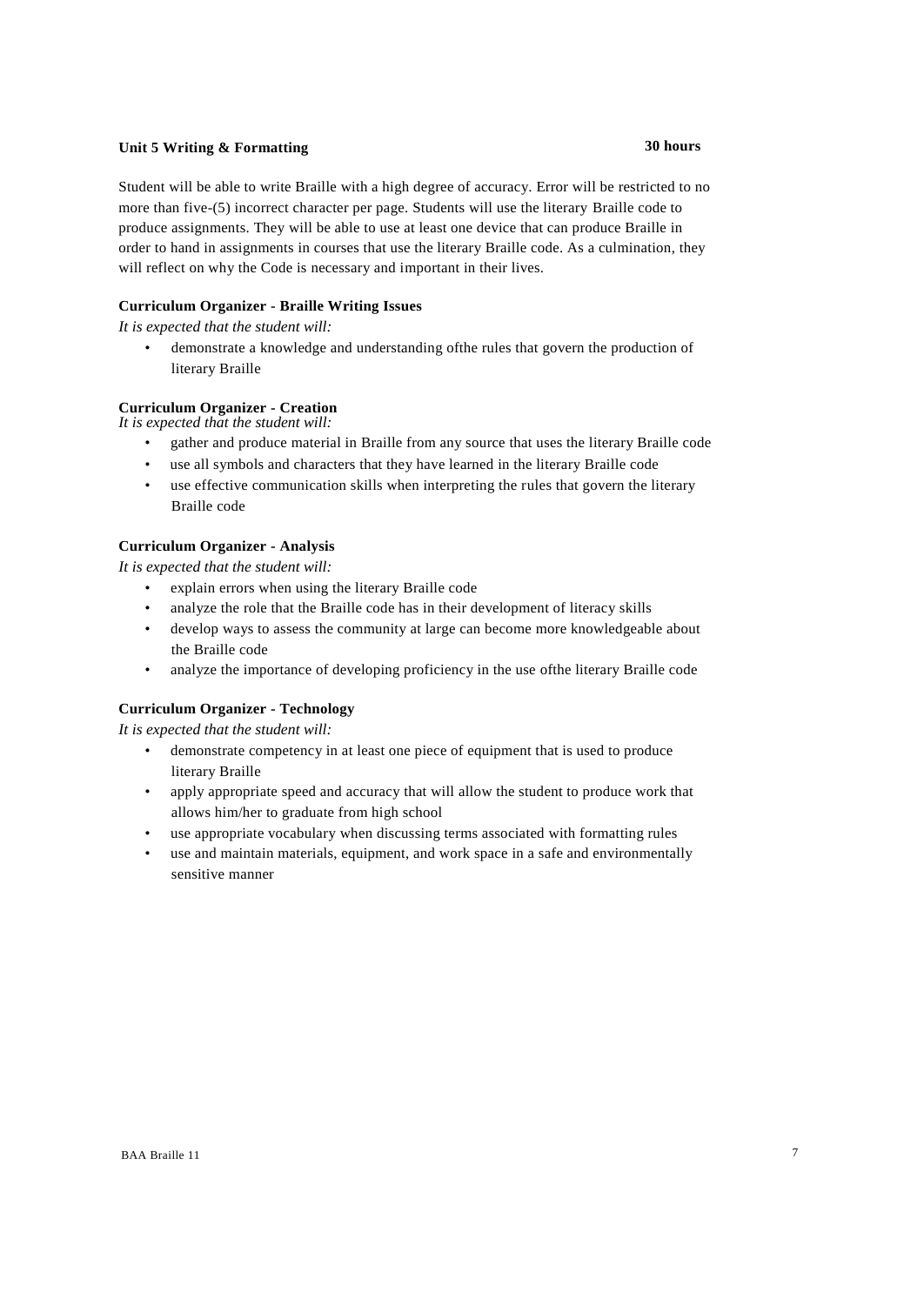**Unit 5 Writing & Formatting** **30 hours**

Student will be able to write Braille with a high degree of accuracy. Error will be restricted to no more than five-(5) incorrect character per page. Students will use the literary Braille code to produce assignments. They will be able to use at least one device that can produce Braille in order to hand in assignments in courses that use the literary Braille code. As a culmination, they will reflect on why the Code is necessary and important in their lives.

**Curriculum Organizer - Braille Writing Issues**

*It is expected that the student will:*

- demonstrate a knowledge and understanding ofthe rules that govern the production of literary Braille

**Curriculum Organizer - Creation**

*It is expected that the student will:*

- gather and produce material in Braille from any source that uses the literary Braille code
- use all symbols and characters that they have learned in the literary Braille code
- use effective communication skills when interpreting the rules that govern the literary Braille code

**Curriculum Organizer - Analysis**

*It is expected that the student will:*

- explain errors when using the literary Braille code
- analyze the role that the Braille code has in their development of literacy skills
- develop ways to assess the community at large can become more knowledgeable about the Braille code
- analyze the importance of developing proficiency in the use ofthe literary Braille code

**Curriculum Organizer - Technology**

*It is expected that the student will:*

- demonstrate competency in at least one piece of equipment that is used to produce literary Braille
- apply appropriate speed and accuracy that will allow the student to produce work that allows him/her to graduate from high school
- use appropriate vocabulary when discussing terms associated with formatting rules
- use and maintain materials, equipment, and work space in a safe and environmentally sensitive manner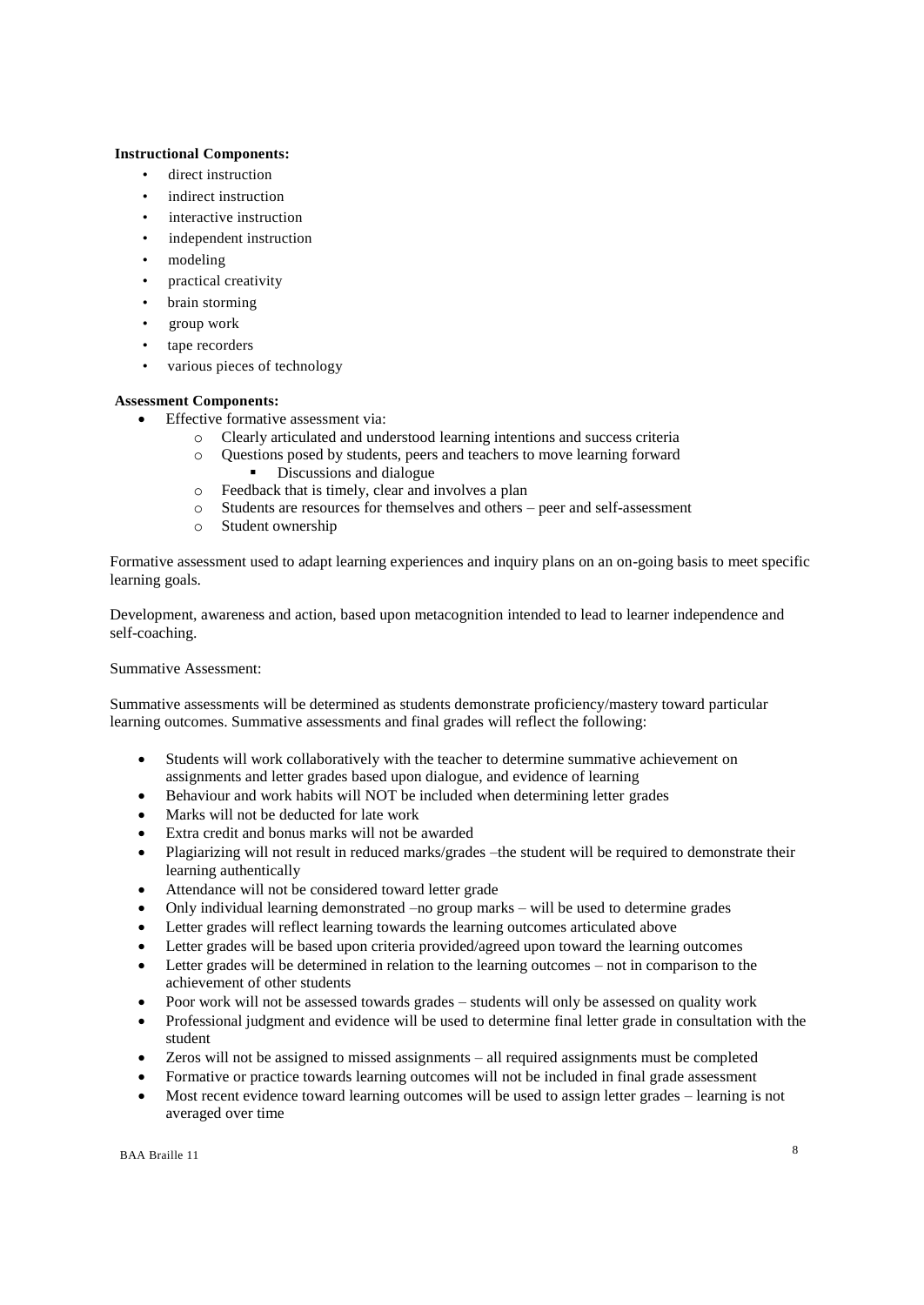**Instructional Components:**

- direct instruction
- indirect instruction
- interactive instruction
- independent instruction
- modeling
- practical creativity
- brain storming
- group work
- tape recorders
- various pieces of technology

**Assessment Components:**

- Effective formative assessment via:
  - Clearly articulated and understood learning intentions and success criteria
  - Questions posed by students, peers and teachers to move learning forward
    - Discussions and dialogue
  - Feedback that is timely, clear and involves a plan
  - Students are resources for themselves and others – peer and self-assessment
  - Student ownership

Formative assessment used to adapt learning experiences and inquiry plans on an on-going basis to meet specific learning goals.

Development, awareness and action, based upon metacognition intended to lead to learner independence and self-coaching.

Summative Assessment:

Summative assessments will be determined as students demonstrate proficiency/mastery toward particular learning outcomes. Summative assessments and final grades will reflect the following:

- Students will work collaboratively with the teacher to determine summative achievement on assignments and letter grades based upon dialogue, and evidence of learning
- Behaviour and work habits will NOT be included when determining letter grades
- Marks will not be deducted for late work
- Extra credit and bonus marks will not be awarded
- Plagiarizing will not result in reduced marks/grades –the student will be required to demonstrate their learning authentically
- Attendance will not be considered toward letter grade
- Only individual learning demonstrated –no group marks – will be used to determine grades
- Letter grades will reflect learning towards the learning outcomes articulated above
- Letter grades will be based upon criteria provided/agreed upon toward the learning outcomes
- Letter grades will be determined in relation to the learning outcomes – not in comparison to the achievement of other students
- Poor work will not be assessed towards grades – students will only be assessed on quality work
- Professional judgment and evidence will be used to determine final letter grade in consultation with the student
- Zeros will not be assigned to missed assignments – all required assignments must be completed
- Formative or practice towards learning outcomes will not be included in final grade assessment
- Most recent evidence toward learning outcomes will be used to assign letter grades – learning is not averaged over time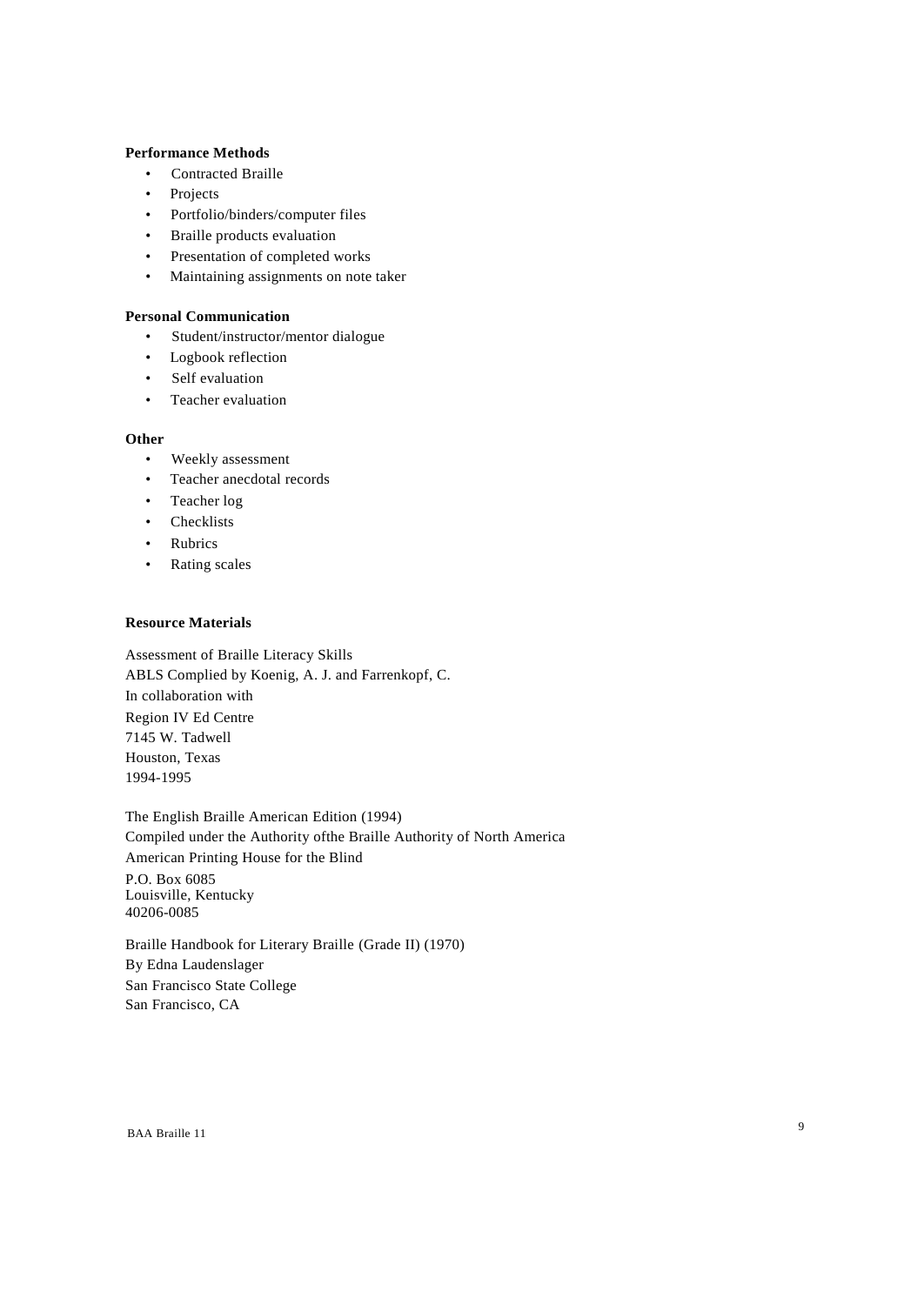**Performance Methods**

- Contracted Braille
- Projects
- Portfolio/binders/computer files
- Braille products evaluation
- Presentation of completed works
- Maintaining assignments on note taker

**Personal Communication**

- Student/instructor/mentor dialogue
- Logbook reflection
- Self evaluation
- Teacher evaluation

**Other**

- Weekly assessment
- Teacher anecdotal records
- Teacher log
- Checklists
- Rubrics
- Rating scales

**Resource Materials**

Assessment of Braille Literacy Skills
ABLS Complied by Koenig, A. J. and Farrenkopf, C.
In collaboration with
Region IV Ed Centre
7145 W. Tadwell
Houston, Texas
1994-1995

The English Braille American Edition (1994)
Compiled under the Authority ofthe Braille Authority of North America
American Printing House for the Blind
P.O. Box 6085
Louisville, Kentucky
40206-0085

Braille Handbook for Literary Braille (Grade II) (1970)
By Edna Laudenslager
San Francisco State College
San Francisco, CA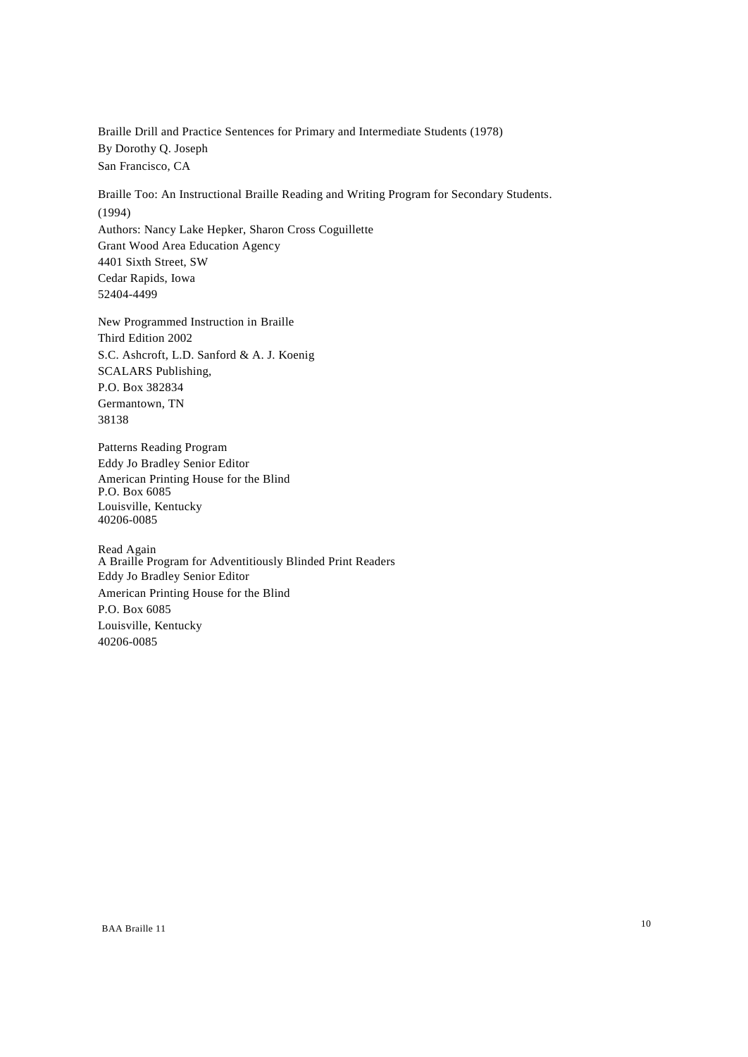Braille Drill and Practice Sentences for Primary and Intermediate Students (1978)
By Dorothy Q. Joseph
San Francisco, CA

Braille Too: An Instructional Braille Reading and Writing Program for Secondary Students. (1994)
Authors: Nancy Lake Hepker, Sharon Cross Coguillette
Grant Wood Area Education Agency
4401 Sixth Street, SW
Cedar Rapids, Iowa
52404-4499

New Programmed Instruction in Braille
Third Edition 2002
S.C. Ashcroft, L.D. Sanford & A. J. Koenig
SCALARS Publishing,
P.O. Box 382834
Germantown, TN
38138

Patterns Reading Program
Eddy Jo Bradley Senior Editor
American Printing House for the Blind
P.O. Box 6085
Louisville, Kentucky
40206-0085

Read Again
A Braille Program for Adventitiously Blinded Print Readers
Eddy Jo Bradley Senior Editor
American Printing House for the Blind
P.O. Box 6085
Louisville, Kentucky
40206-0085